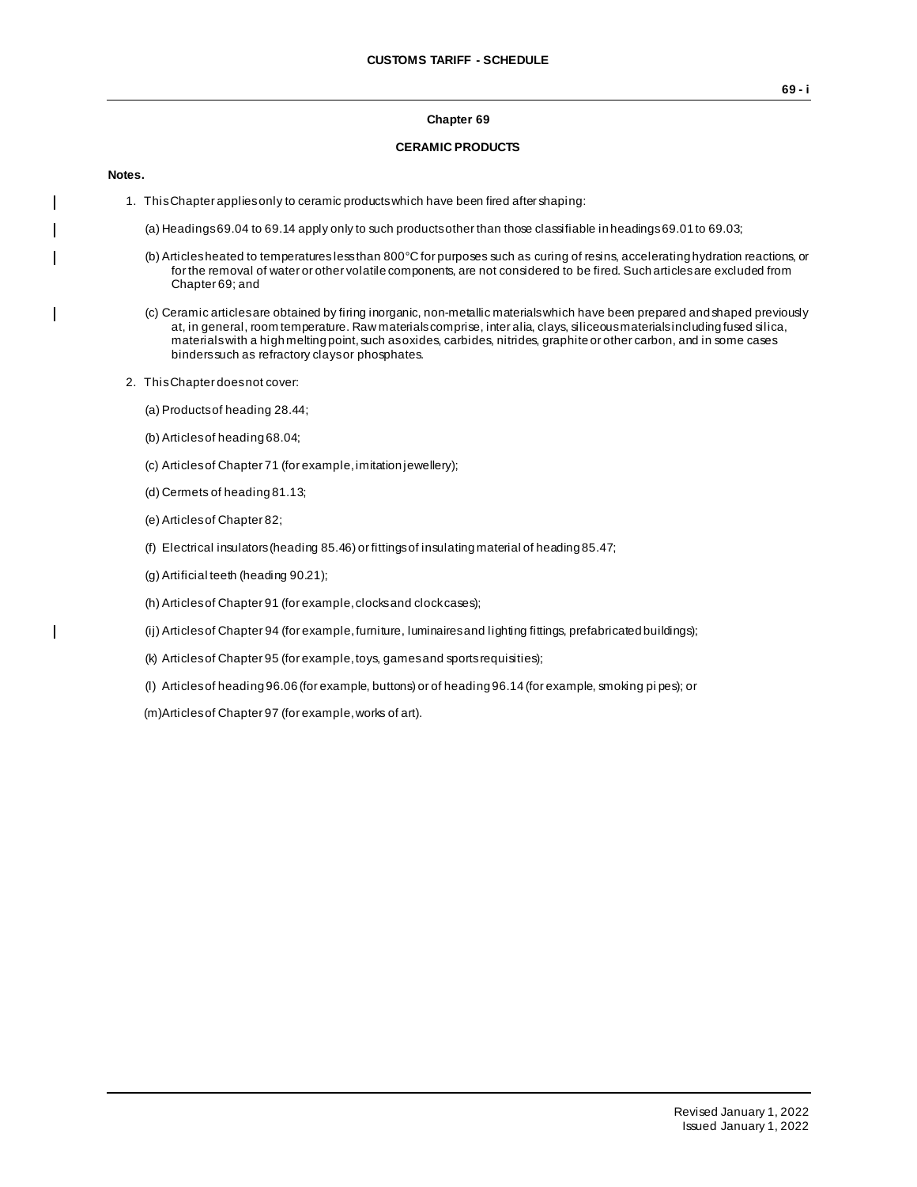# Chapter 69

## CERAMIC PRODUCTS

**Notes.**

1. This Chapter applies only to ceramic products which have been fired after shaping:

   (a) Headings 69.04 to 69.14 apply only to such products other than those classifiable in headings 69.01 to 69.03;

   (b) Articles heated to temperatures less than 800°C for purposes such as curing of resins, accelerating hydration reactions, or for the removal of water or other volatile components, are not considered to be fired. Such articles are excluded from Chapter 69; and

   (c) Ceramic articles are obtained by firing inorganic, non-metallic materials which have been prepared and shaped previously at, in general, room temperature. Raw materials comprise, inter alia, clays, siliceous materials including fused silica, materials with a high melting point, such as oxides, carbides, nitrides, graphite or other carbon, and in some cases binders such as refractory clays or phosphates.

2. This Chapter does not cover:

   (a) Products of heading 28.44;

   (b) Articles of heading 68.04;

   (c) Articles of Chapter 71 (for example, imitation jewellery);

   (d) Cermets of heading 81.13;

   (e) Articles of Chapter 82;

   (f) Electrical insulators (heading 85.46) or fittings of insulating material of heading 85.47;

   (g) Artificial teeth (heading 90.21);

   (h) Articles of Chapter 91 (for example, clocks and clock cases);

   (ij) Articles of Chapter 94 (for example, furniture, luminaires and lighting fittings, prefabricated buildings);

   (k) Articles of Chapter 95 (for example, toys, games and sports requisities);

   (l) Articles of heading 96.06 (for example, buttons) or of heading 96.14 (for example, smoking pipes); or

   (m) Articles of Chapter 97 (for example, works of art).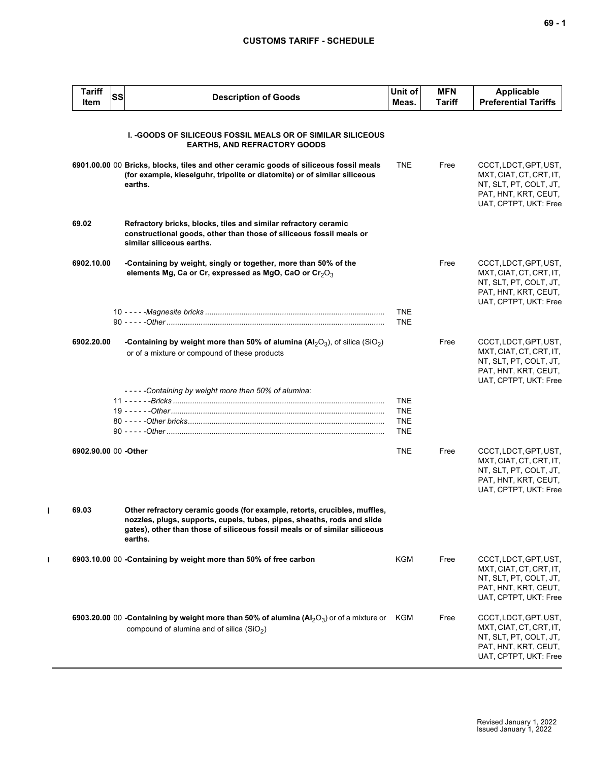| Tariff Item | SS | Description of Goods | Unit of Meas. | MFN Tariff | Applicable Preferential Tariffs |
|---|---|---|---|---|---|
| | | **I. -GOODS OF SILICEOUS FOSSIL MEALS OR OF SIMILAR SILICEOUS EARTHS, AND REFRACTORY GOODS** | | | |
| 6901.00.00 | 00 | **Bricks, blocks, tiles and other ceramic goods of siliceous fossil meals (for example, kieselguhr, tripolite or diatomite) or of similar siliceous earths.** | TNE | Free | CCCT, LDCT, GPT, UST, MXT, CIAT, CT, CRT, IT, NT, SLT, PT, COLT, JT, PAT, HNT, KRT, CEUT, UAT, CPTPT, UKT: Free |
| 69.02 | | **Refractory bricks, blocks, tiles and similar refractory ceramic constructional goods, other than those of siliceous fossil meals or similar siliceous earths.** | | | |
| 6902.10.00 | | **-Containing by weight, singly or together, more than 50% of the elements Mg, Ca or Cr, expressed as MgO, CaO or $Cr_2O_3$** | | Free | CCCT, LDCT, GPT, UST, MXT, CIAT, CT, CRT, IT, NT, SLT, PT, COLT, JT, PAT, HNT, KRT, CEUT, UAT, CPTPT, UKT: Free |
| | 10 | - - - - -*Magnesite bricks* | TNE | | |
| | 90 | - - - - -*Other* | TNE | | |
| 6902.20.00 | | **-Containing by weight more than 50% of alumina ($Al_2O_3$)**, of silica ($SiO_2$) or of a mixture or compound of these products | | Free | CCCT, LDCT, GPT, UST, MXT, CIAT, CT, CRT, IT, NT, SLT, PT, COLT, JT, PAT, HNT, KRT, CEUT, UAT, CPTPT, UKT: Free |
| | | - - - - -*Containing by weight more than 50% of alumina:* | | | |
| | 11 | - - - - - -*Bricks* | TNE | | |
| | 19 | - - - - - -*Other* | TNE | | |
| | 80 | - - - - -*Other bricks* | TNE | | |
| | 90 | - - - - -*Other* | TNE | | |
| 6902.90.00 | 00 | **-Other** | TNE | Free | CCCT, LDCT, GPT, UST, MXT, CIAT, CT, CRT, IT, NT, SLT, PT, COLT, JT, PAT, HNT, KRT, CEUT, UAT, CPTPT, UKT: Free |
| 69.03 | | **Other refractory ceramic goods (for example, retorts, crucibles, muffles, nozzles, plugs, supports, cupels, tubes, pipes, sheaths, rods and slide gates), other than those of siliceous fossil meals or of similar siliceous earths.** | | | |
| 6903.10.00 | 00 | **-Containing by weight more than 50% of free carbon** | KGM | Free | CCCT, LDCT, GPT, UST, MXT, CIAT, CT, CRT, IT, NT, SLT, PT, COLT, JT, PAT, HNT, KRT, CEUT, UAT, CPTPT, UKT: Free |
| 6903.20.00 | 00 | **-Containing by weight more than 50% of alumina ($Al_2O_3$)** or of a mixture or compound of alumina and of silica ($SiO_2$) | KGM | Free | CCCT, LDCT, GPT, UST, MXT, CIAT, CT, CRT, IT, NT, SLT, PT, COLT, JT, PAT, HNT, KRT, CEUT, UAT, CPTPT, UKT: Free |

Revised January 1, 2022
Issued January 1, 2022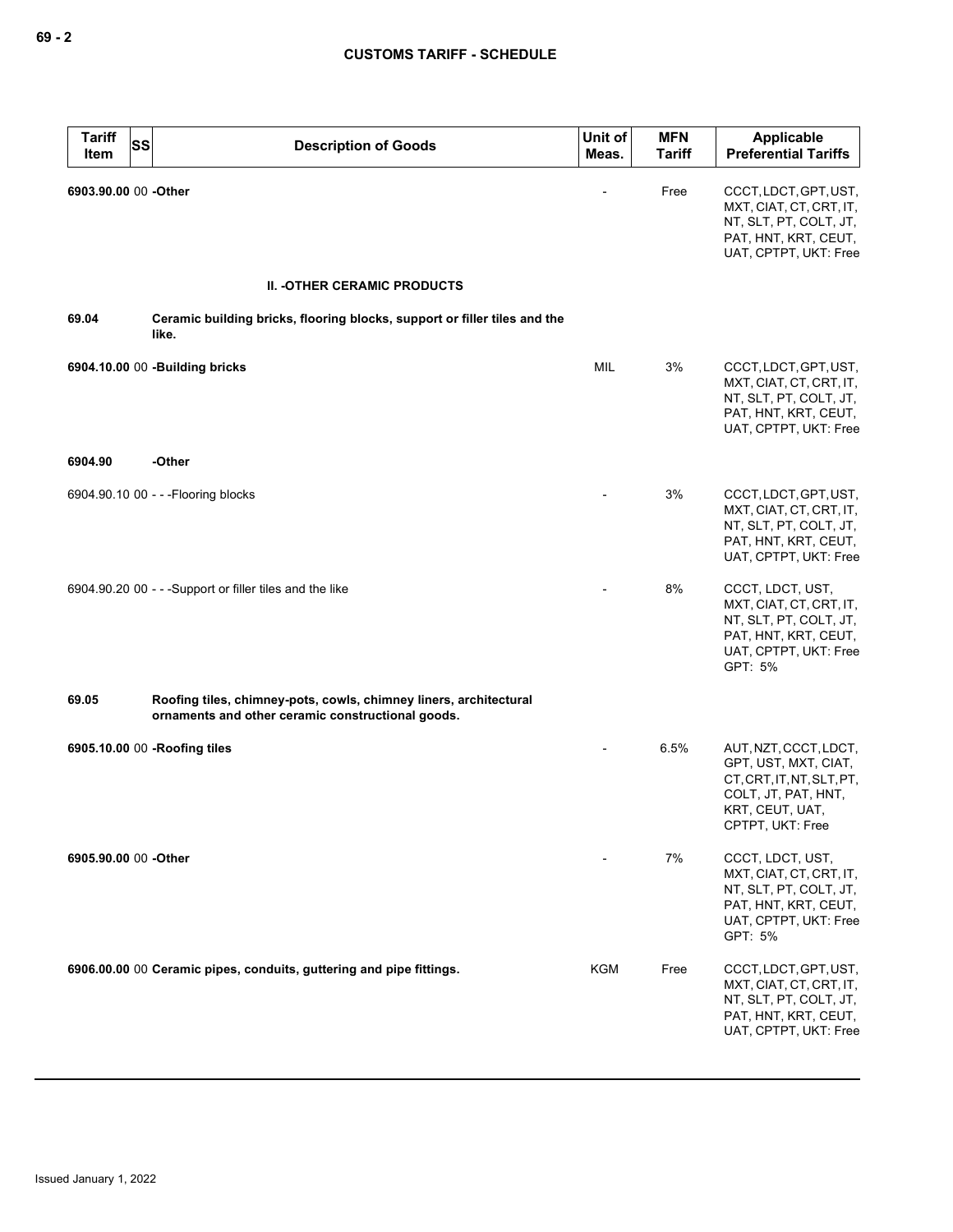| Tariff Item | SS | Description of Goods | Unit of Meas. | MFN Tariff | Applicable Preferential Tariffs |
|---|---|---|---|---|---|
| **6903.90.00** | 00 | **-Other** | - | Free | CCCT, LDCT, GPT, UST, MXT, CIAT, CT, CRT, IT, NT, SLT, PT, COLT, JT, PAT, HNT, KRT, CEUT, UAT, CPTPT, UKT: Free |
| | | **II. -OTHER CERAMIC PRODUCTS** | | | |
| **69.04** | | **Ceramic building bricks, flooring blocks, support or filler tiles and the like.** | | | |
| **6904.10.00** | 00 | **-Building bricks** | MIL | 3% | CCCT, LDCT, GPT, UST, MXT, CIAT, CT, CRT, IT, NT, SLT, PT, COLT, JT, PAT, HNT, KRT, CEUT, UAT, CPTPT, UKT: Free |
| **6904.90** | | **-Other** | | | |
| 6904.90.10 | 00 | - - -Flooring blocks | - | 3% | CCCT, LDCT, GPT, UST, MXT, CIAT, CT, CRT, IT, NT, SLT, PT, COLT, JT, PAT, HNT, KRT, CEUT, UAT, CPTPT, UKT: Free |
| 6904.90.20 | 00 | - - -Support or filler tiles and the like | - | 8% | CCCT, LDCT, UST, MXT, CIAT, CT, CRT, IT, NT, SLT, PT, COLT, JT, PAT, HNT, KRT, CEUT, UAT, CPTPT, UKT: Free<br>GPT: 5% |
| **69.05** | | **Roofing tiles, chimney-pots, cowls, chimney liners, architectural ornaments and other ceramic constructional goods.** | | | |
| **6905.10.00** | 00 | **-Roofing tiles** | - | 6.5% | AUT, NZT, CCCT, LDCT, GPT, UST, MXT, CIAT, CT, CRT, IT, NT, SLT, PT, COLT, JT, PAT, HNT, KRT, CEUT, UAT, CPTPT, UKT: Free |
| **6905.90.00** | 00 | **-Other** | - | 7% | CCCT, LDCT, UST, MXT, CIAT, CT, CRT, IT, NT, SLT, PT, COLT, JT, PAT, HNT, KRT, CEUT, UAT, CPTPT, UKT: Free<br>GPT: 5% |
| **6906.00.00** | 00 | **Ceramic pipes, conduits, guttering and pipe fittings.** | KGM | Free | CCCT, LDCT, GPT, UST, MXT, CIAT, CT, CRT, IT, NT, SLT, PT, COLT, JT, PAT, HNT, KRT, CEUT, UAT, CPTPT, UKT: Free |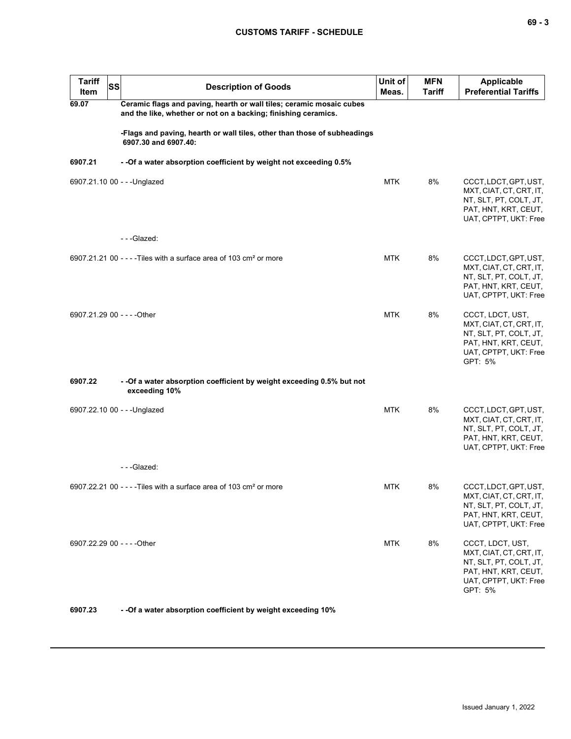| Tariff Item | SS | Description of Goods | Unit of Meas. | MFN Tariff | Applicable Preferential Tariffs |
|---|---|---|---|---|---|
| **69.07** | | **Ceramic flags and paving, hearth or wall tiles; ceramic mosaic cubes and the like, whether or not on a backing; finishing ceramics.** | | | |
| | | **-Flags and paving, hearth or wall tiles, other than those of subheadings 6907.30 and 6907.40:** | | | |
| **6907.21** | | **- -Of a water absorption coefficient by weight not exceeding 0.5%** | | | |
| 6907.21.10 | 00 | - - -Unglazed | MTK | 8% | CCCT, LDCT, GPT, UST, MXT, CIAT, CT, CRT, IT, NT, SLT, PT, COLT, JT, PAT, HNT, KRT, CEUT, UAT, CPTPT, UKT: Free |
| | | - - -Glazed: | | | |
| 6907.21.21 | 00 | - - - -Tiles with a surface area of 103 cm² or more | MTK | 8% | CCCT, LDCT, GPT, UST, MXT, CIAT, CT, CRT, IT, NT, SLT, PT, COLT, JT, PAT, HNT, KRT, CEUT, UAT, CPTPT, UKT: Free |
| 6907.21.29 | 00 | - - - -Other | MTK | 8% | CCCT, LDCT, UST, MXT, CIAT, CT, CRT, IT, NT, SLT, PT, COLT, JT, PAT, HNT, KRT, CEUT, UAT, CPTPT, UKT: Free<br>GPT: 5% |
| **6907.22** | | **- -Of a water absorption coefficient by weight exceeding 0.5% but not exceeding 10%** | | | |
| 6907.22.10 | 00 | - - -Unglazed | MTK | 8% | CCCT, LDCT, GPT, UST, MXT, CIAT, CT, CRT, IT, NT, SLT, PT, COLT, JT, PAT, HNT, KRT, CEUT, UAT, CPTPT, UKT: Free |
| | | - - -Glazed: | | | |
| 6907.22.21 | 00 | - - - -Tiles with a surface area of 103 cm² or more | MTK | 8% | CCCT, LDCT, GPT, UST, MXT, CIAT, CT, CRT, IT, NT, SLT, PT, COLT, JT, PAT, HNT, KRT, CEUT, UAT, CPTPT, UKT: Free |
| 6907.22.29 | 00 | - - - -Other | MTK | 8% | CCCT, LDCT, UST, MXT, CIAT, CT, CRT, IT, NT, SLT, PT, COLT, JT, PAT, HNT, KRT, CEUT, UAT, CPTPT, UKT: Free<br>GPT: 5% |
| **6907.23** | | **- -Of a water absorption coefficient by weight exceeding 10%** | | | |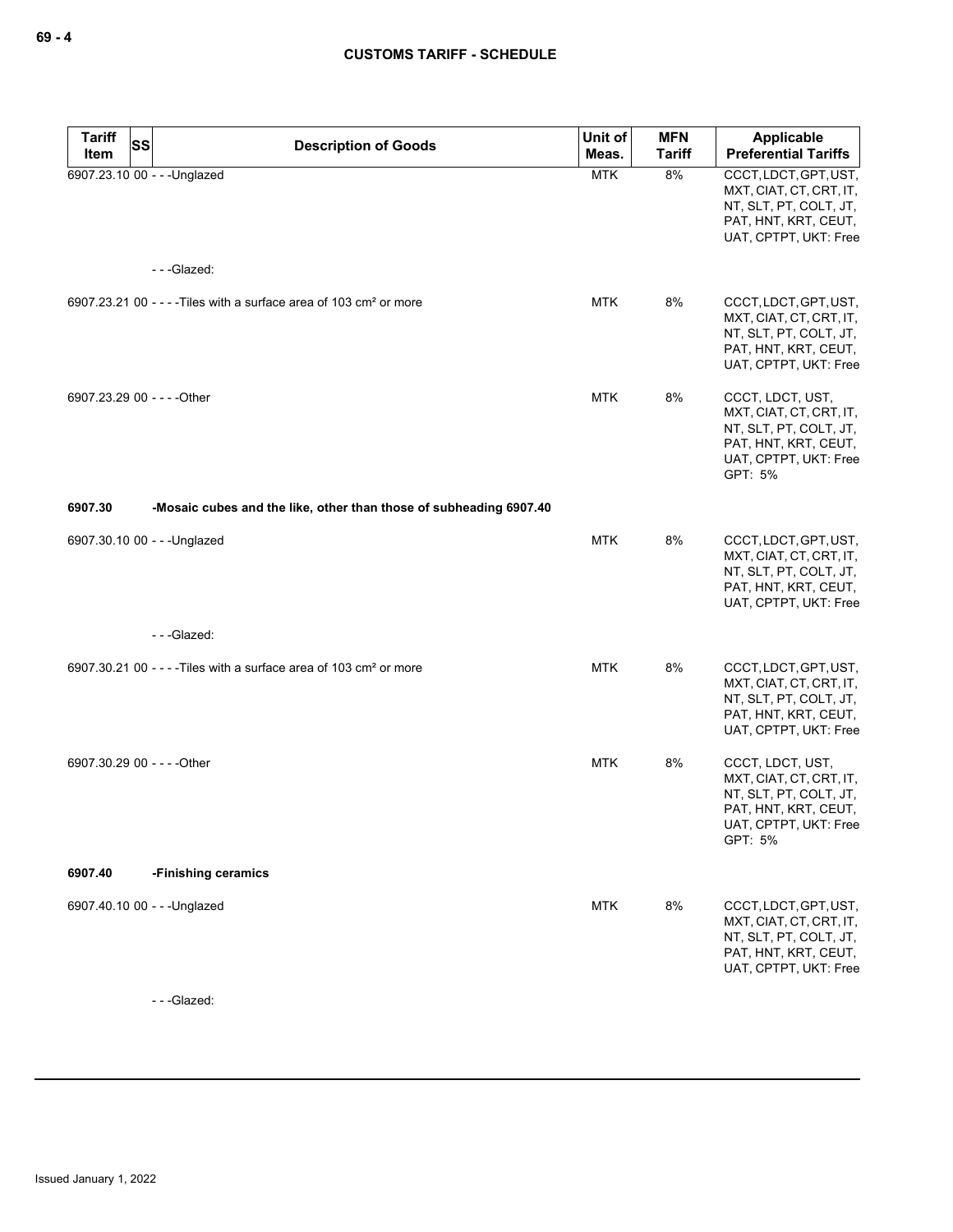| Tariff Item | SS | Description of Goods | Unit of Meas. | MFN Tariff | Applicable Preferential Tariffs |
|---|---|---|---|---|---|
| 6907.23.10 | 00 | - - -Unglazed | MTK | 8% | CCCT, LDCT, GPT, UST, MXT, CIAT, CT, CRT, IT, NT, SLT, PT, COLT, JT, PAT, HNT, KRT, CEUT, UAT, CPTPT, UKT: Free |
| | | - - -Glazed: | | | |
| 6907.23.21 | 00 | - - - -Tiles with a surface area of 103 cm² or more | MTK | 8% | CCCT, LDCT, GPT, UST, MXT, CIAT, CT, CRT, IT, NT, SLT, PT, COLT, JT, PAT, HNT, KRT, CEUT, UAT, CPTPT, UKT: Free |
| 6907.23.29 | 00 | - - - -Other | MTK | 8% | CCCT, LDCT, UST, MXT, CIAT, CT, CRT, IT, NT, SLT, PT, COLT, JT, PAT, HNT, KRT, CEUT, UAT, CPTPT, UKT: Free<br>GPT: 5% |
| **6907.30** | | **-Mosaic cubes and the like, other than those of subheading 6907.40** | | | |
| 6907.30.10 | 00 | - - -Unglazed | MTK | 8% | CCCT, LDCT, GPT, UST, MXT, CIAT, CT, CRT, IT, NT, SLT, PT, COLT, JT, PAT, HNT, KRT, CEUT, UAT, CPTPT, UKT: Free |
| | | - - -Glazed: | | | |
| 6907.30.21 | 00 | - - - -Tiles with a surface area of 103 cm² or more | MTK | 8% | CCCT, LDCT, GPT, UST, MXT, CIAT, CT, CRT, IT, NT, SLT, PT, COLT, JT, PAT, HNT, KRT, CEUT, UAT, CPTPT, UKT: Free |
| 6907.30.29 | 00 | - - - -Other | MTK | 8% | CCCT, LDCT, UST, MXT, CIAT, CT, CRT, IT, NT, SLT, PT, COLT, JT, PAT, HNT, KRT, CEUT, UAT, CPTPT, UKT: Free<br>GPT: 5% |
| **6907.40** | | **-Finishing ceramics** | | | |
| 6907.40.10 | 00 | - - -Unglazed | MTK | 8% | CCCT, LDCT, GPT, UST, MXT, CIAT, CT, CRT, IT, NT, SLT, PT, COLT, JT, PAT, HNT, KRT, CEUT, UAT, CPTPT, UKT: Free |
| | | - - -Glazed: | | | |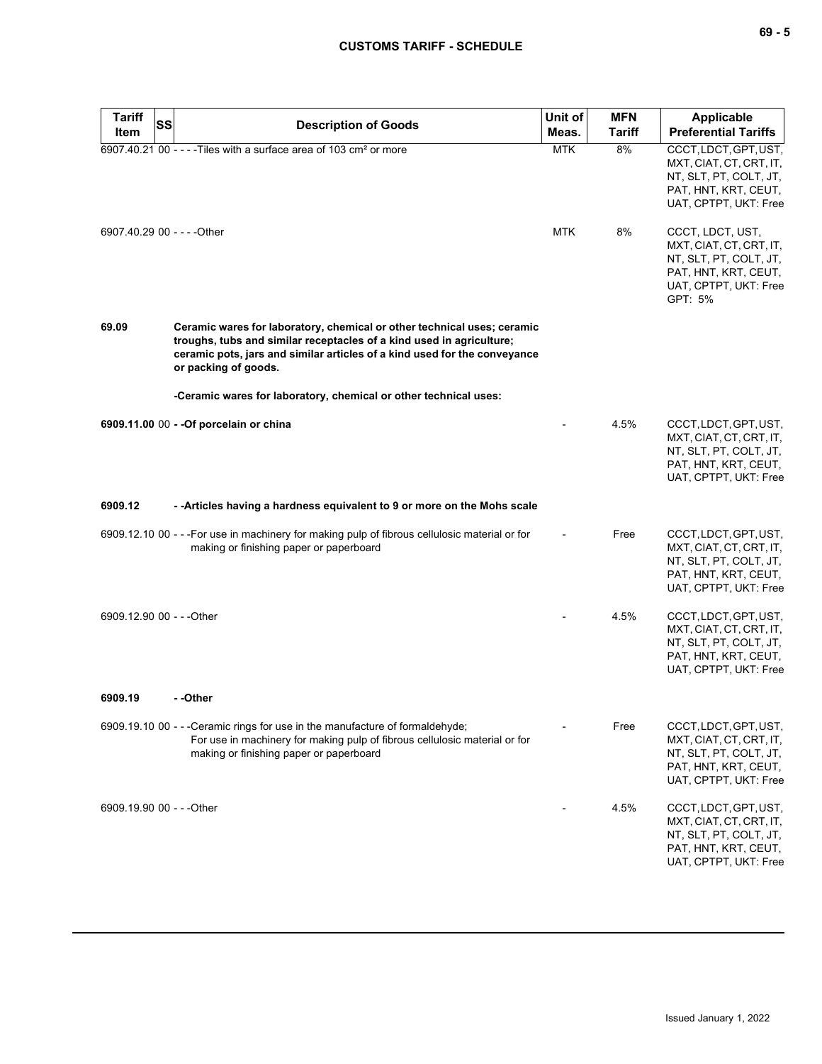| Tariff Item | SS | Description of Goods | Unit of Meas. | MFN Tariff | Applicable Preferential Tariffs |
|---|---|---|---|---|---|
| 6907.40.21 | 00 | - - - -Tiles with a surface area of 103 cm² or more | MTK | 8% | CCCT, LDCT, GPT, UST, MXT, CIAT, CT, CRT, IT, NT, SLT, PT, COLT, JT, PAT, HNT, KRT, CEUT, UAT, CPTPT, UKT: Free |
| 6907.40.29 | 00 | - - - -Other | MTK | 8% | CCCT, LDCT, UST, MXT, CIAT, CT, CRT, IT, NT, SLT, PT, COLT, JT, PAT, HNT, KRT, CEUT, UAT, CPTPT, UKT: Free GPT: 5% |
| **69.09** | | **Ceramic wares for laboratory, chemical or other technical uses; ceramic troughs, tubs and similar receptacles of a kind used in agriculture; ceramic pots, jars and similar articles of a kind used for the conveyance or packing of goods.** | | | |
| | | **-Ceramic wares for laboratory, chemical or other technical uses:** | | | |
| **6909.11.00** | 00 | **- -Of porcelain or china** | - | 4.5% | CCCT, LDCT, GPT, UST, MXT, CIAT, CT, CRT, IT, NT, SLT, PT, COLT, JT, PAT, HNT, KRT, CEUT, UAT, CPTPT, UKT: Free |
| **6909.12** | | **- -Articles having a hardness equivalent to 9 or more on the Mohs scale** | | | |
| 6909.12.10 | 00 | - - -For use in machinery for making pulp of fibrous cellulosic material or for making or finishing paper or paperboard | - | Free | CCCT, LDCT, GPT, UST, MXT, CIAT, CT, CRT, IT, NT, SLT, PT, COLT, JT, PAT, HNT, KRT, CEUT, UAT, CPTPT, UKT: Free |
| 6909.12.90 | 00 | - - -Other | - | 4.5% | CCCT, LDCT, GPT, UST, MXT, CIAT, CT, CRT, IT, NT, SLT, PT, COLT, JT, PAT, HNT, KRT, CEUT, UAT, CPTPT, UKT: Free |
| **6909.19** | | **- -Other** | | | |
| 6909.19.10 | 00 | - - -Ceramic rings for use in the manufacture of formaldehyde; For use in machinery for making pulp of fibrous cellulosic material or for making or finishing paper or paperboard | - | Free | CCCT, LDCT, GPT, UST, MXT, CIAT, CT, CRT, IT, NT, SLT, PT, COLT, JT, PAT, HNT, KRT, CEUT, UAT, CPTPT, UKT: Free |
| 6909.19.90 | 00 | - - -Other | - | 4.5% | CCCT, LDCT, GPT, UST, MXT, CIAT, CT, CRT, IT, NT, SLT, PT, COLT, JT, PAT, HNT, KRT, CEUT, UAT, CPTPT, UKT: Free |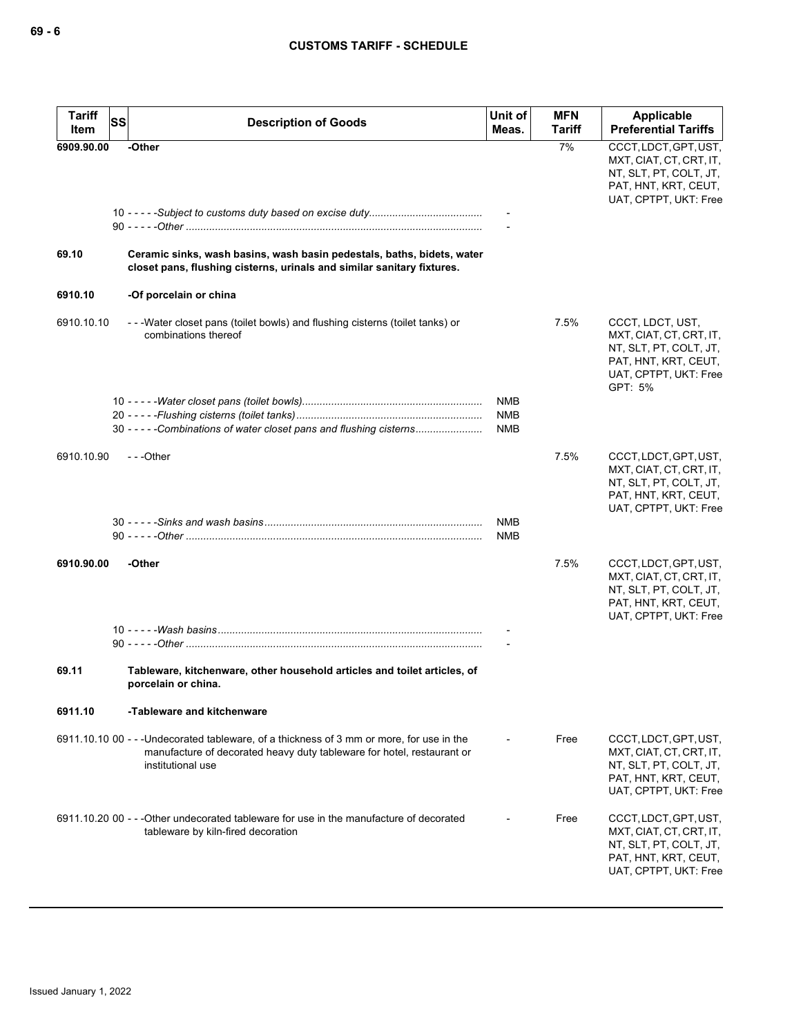| Tariff Item | SS | Description of Goods | Unit of Meas. | MFN Tariff | Applicable Preferential Tariffs |
|---|---|---|---|---|---|
| **6909.90.00** | | **-Other** | | 7% | CCCT, LDCT, GPT, UST, MXT, CIAT, CT, CRT, IT, NT, SLT, PT, COLT, JT, PAT, HNT, KRT, CEUT, UAT, CPTPT, UKT: Free |
| | | 10 - - - - -*Subject to customs duty based on excise duty* | - | | |
| | | 90 - - - - -*Other* | - | | |
| **69.10** | | **Ceramic sinks, wash basins, wash basin pedestals, baths, bidets, water closet pans, flushing cisterns, urinals and similar sanitary fixtures.** | | | |
| **6910.10** | | **-Of porcelain or china** | | | |
| 6910.10.10 | | - - -Water closet pans (toilet bowls) and flushing cisterns (toilet tanks) or combinations thereof | | 7.5% | CCCT, LDCT, UST, MXT, CIAT, CT, CRT, IT, NT, SLT, PT, COLT, JT, PAT, HNT, KRT, CEUT, UAT, CPTPT, UKT: Free<br>GPT: 5% |
| | | 10 - - - - -*Water closet pans (toilet bowls)* | NMB | | |
| | | 20 - - - - -*Flushing cisterns (toilet tanks)* | NMB | | |
| | | 30 - - - - -*Combinations of water closet pans and flushing cisterns* | NMB | | |
| 6910.10.90 | | - - -Other | | 7.5% | CCCT, LDCT, GPT, UST, MXT, CIAT, CT, CRT, IT, NT, SLT, PT, COLT, JT, PAT, HNT, KRT, CEUT, UAT, CPTPT, UKT: Free |
| | | 30 - - - - -*Sinks and wash basins* | NMB | | |
| | | 90 - - - - -*Other* | NMB | | |
| **6910.90.00** | | **-Other** | | 7.5% | CCCT, LDCT, GPT, UST, MXT, CIAT, CT, CRT, IT, NT, SLT, PT, COLT, JT, PAT, HNT, KRT, CEUT, UAT, CPTPT, UKT: Free |
| | | 10 - - - - -*Wash basins* | - | | |
| | | 90 - - - - -*Other* | - | | |
| **69.11** | | **Tableware, kitchenware, other household articles and toilet articles, of porcelain or china.** | | | |
| **6911.10** | | **-Tableware and kitchenware** | | | |
| 6911.10.10 00 | | - - -Undecorated tableware, of a thickness of 3 mm or more, for use in the manufacture of decorated heavy duty tableware for hotel, restaurant or institutional use | - | Free | CCCT, LDCT, GPT, UST, MXT, CIAT, CT, CRT, IT, NT, SLT, PT, COLT, JT, PAT, HNT, KRT, CEUT, UAT, CPTPT, UKT: Free |
| 6911.10.20 00 | | - - -Other undecorated tableware for use in the manufacture of decorated tableware by kiln-fired decoration | - | Free | CCCT, LDCT, GPT, UST, MXT, CIAT, CT, CRT, IT, NT, SLT, PT, COLT, JT, PAT, HNT, KRT, CEUT, UAT, CPTPT, UKT: Free |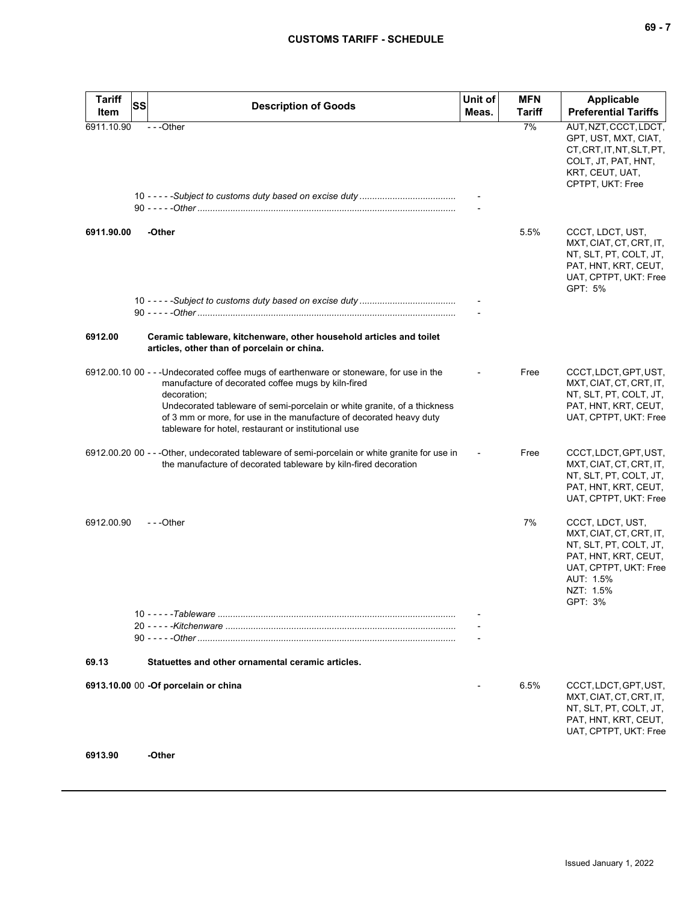| Tariff Item | SS | Description of Goods | Unit of Meas. | MFN Tariff | Applicable Preferential Tariffs |
|---|---|---|---|---|---|
| 6911.10.90 | | ---Other | | 7% | AUT, NZT, CCCT, LDCT, GPT, UST, MXT, CIAT, CT, CRT, IT, NT, SLT, PT, COLT, JT, PAT, HNT, KRT, CEUT, UAT, CPTPT, UKT: Free |
| | 10 | -----*Subject to customs duty based on excise duty* | - | | |
| | 90 | -----*Other* | - | | |
| 6911.90.00 | | **-Other** | | 5.5% | CCCT, LDCT, UST, MXT, CIAT, CT, CRT, IT, NT, SLT, PT, COLT, JT, PAT, HNT, KRT, CEUT, UAT, CPTPT, UKT: Free<br>GPT: 5% |
| | 10 | -----*Subject to customs duty based on excise duty* | - | | |
| | 90 | -----*Other* | - | | |
| 6912.00 | | **Ceramic tableware, kitchenware, other household articles and toilet articles, other than of porcelain or china.** | | | |
| 6912.00.10 | 00 | ---Undecorated coffee mugs of earthenware or stoneware, for use in the manufacture of decorated coffee mugs by kiln-fired decoration;<br>Undecorated tableware of semi-porcelain or white granite, of a thickness of 3 mm or more, for use in the manufacture of decorated heavy duty tableware for hotel, restaurant or institutional use | - | Free | CCCT, LDCT, GPT, UST, MXT, CIAT, CT, CRT, IT, NT, SLT, PT, COLT, JT, PAT, HNT, KRT, CEUT, UAT, CPTPT, UKT: Free |
| 6912.00.20 | 00 | ---Other, undecorated tableware of semi-porcelain or white granite for use in the manufacture of decorated tableware by kiln-fired decoration | - | Free | CCCT, LDCT, GPT, UST, MXT, CIAT, CT, CRT, IT, NT, SLT, PT, COLT, JT, PAT, HNT, KRT, CEUT, UAT, CPTPT, UKT: Free |
| 6912.00.90 | | ---Other | | 7% | CCCT, LDCT, UST, MXT, CIAT, CT, CRT, IT, NT, SLT, PT, COLT, JT, PAT, HNT, KRT, CEUT, UAT, CPTPT, UKT: Free<br>AUT: 1.5%<br>NZT: 1.5%<br>GPT: 3% |
| | 10 | -----*Tableware* | - | | |
| | 20 | -----*Kitchenware* | - | | |
| | 90 | -----*Other* | - | | |
| 69.13 | | **Statuettes and other ornamental ceramic articles.** | | | |
| **6913.10.00** | 00 | **-Of porcelain or china** | - | 6.5% | CCCT, LDCT, GPT, UST, MXT, CIAT, CT, CRT, IT, NT, SLT, PT, COLT, JT, PAT, HNT, KRT, CEUT, UAT, CPTPT, UKT: Free |
| **6913.90** | | **-Other** | | | |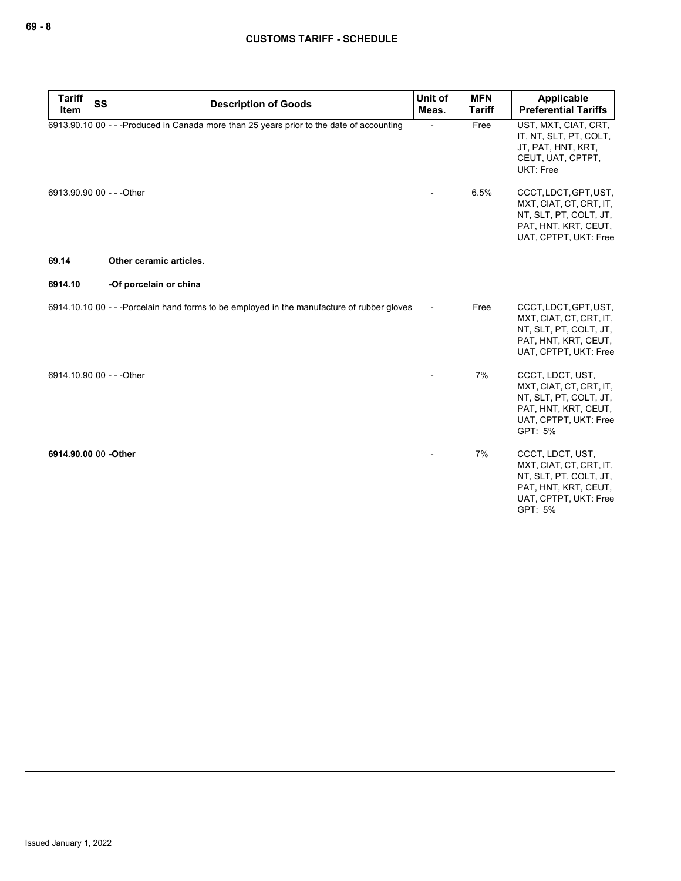| Tariff Item | SS | Description of Goods | Unit of Meas. | MFN Tariff | Applicable Preferential Tariffs |
|---|---|---|---|---|---|
| 6913.90.10 | 00 | - - -Produced in Canada more than 25 years prior to the date of accounting | - | Free | UST, MXT, CIAT, CRT, IT, NT, SLT, PT, COLT, JT, PAT, HNT, KRT, CEUT, UAT, CPTPT, UKT: Free |
| 6913.90.90 | 00 | - - -Other | - | 6.5% | CCCT, LDCT, GPT, UST, MXT, CIAT, CT, CRT, IT, NT, SLT, PT, COLT, JT, PAT, HNT, KRT, CEUT, UAT, CPTPT, UKT: Free |
| **69.14** | | **Other ceramic articles.** | | | |
| **6914.10** | | **-Of porcelain or china** | | | |
| 6914.10.10 | 00 | - - -Porcelain hand forms to be employed in the manufacture of rubber gloves | - | Free | CCCT, LDCT, GPT, UST, MXT, CIAT, CT, CRT, IT, NT, SLT, PT, COLT, JT, PAT, HNT, KRT, CEUT, UAT, CPTPT, UKT: Free |
| 6914.10.90 | 00 | - - -Other | - | 7% | CCCT, LDCT, UST, MXT, CIAT, CT, CRT, IT, NT, SLT, PT, COLT, JT, PAT, HNT, KRT, CEUT, UAT, CPTPT, UKT: Free<br>GPT: 5% |
| **6914.90.00** | 00 | **-Other** | - | 7% | CCCT, LDCT, UST, MXT, CIAT, CT, CRT, IT, NT, SLT, PT, COLT, JT, PAT, HNT, KRT, CEUT, UAT, CPTPT, UKT: Free<br>GPT: 5% |